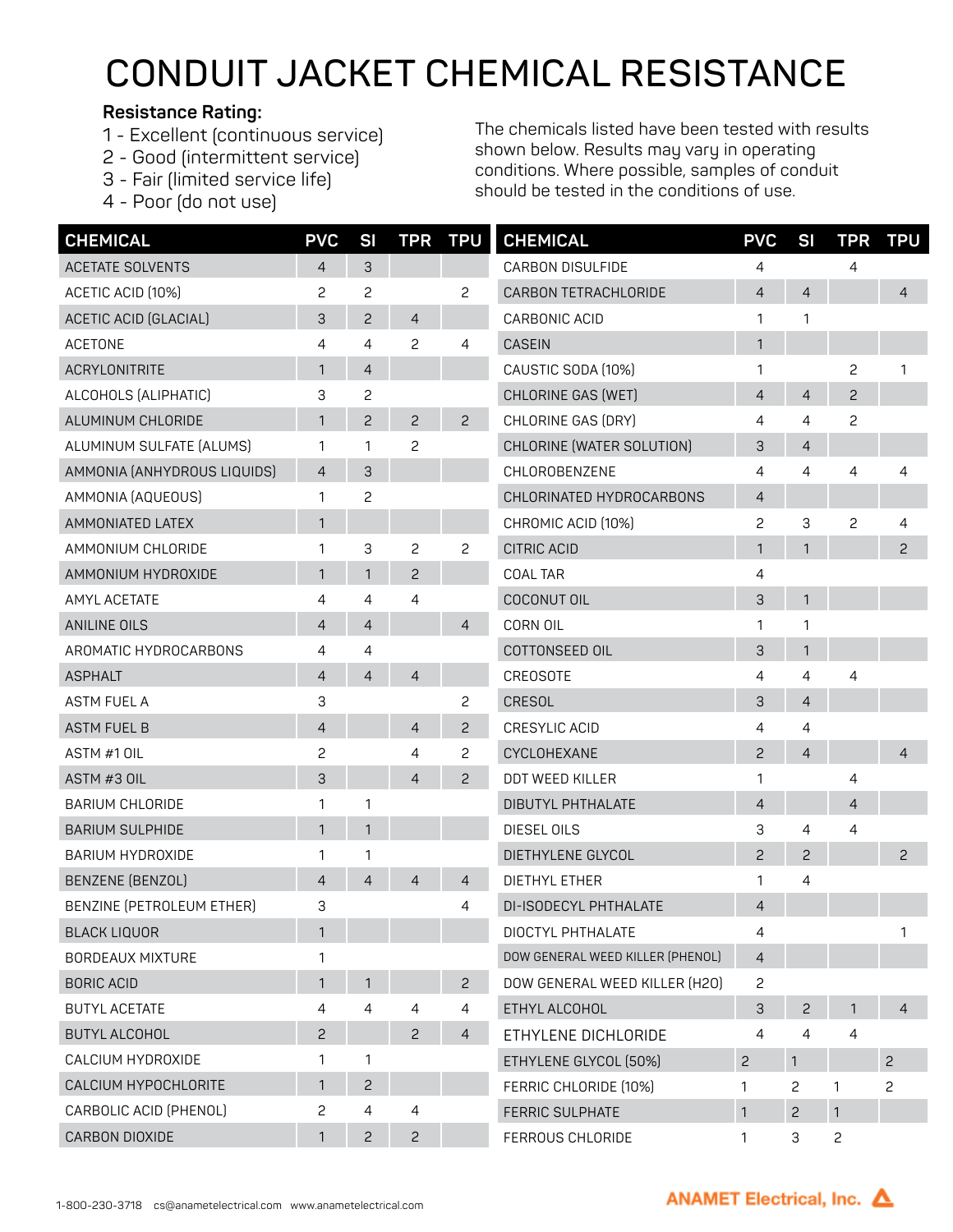# CONDUIT JACKET CHEMICAL RESISTANCE

**Resistance Rating:**

1 - Excellent (continuous service)
2 - Good (intermittent service)
3 - Fair (limited service life)
4 - Poor (do not use)

The chemicals listed have been tested with results shown below. Results may vary in operating conditions. Where possible, samples of conduit should be tested in the conditions of use.

| CHEMICAL | PVC | SI | TPR | TPU |
|---|---|---|---|---|
| ACETATE SOLVENTS | 4 | 3 | | |
| ACETIC ACID (10%) | 2 | 2 | | 2 |
| ACETIC ACID (GLACIAL) | 3 | 2 | 4 | |
| ACETONE | 4 | 4 | 2 | 4 |
| ACRYLONITRITE | 1 | 4 | | |
| ALCOHOLS (ALIPHATIC) | 3 | 2 | | |
| ALUMINUM CHLORIDE | 1 | 2 | 2 | 2 |
| ALUMINUM SULFATE (ALUMS) | 1 | 1 | 2 | |
| AMMONIA (ANHYDROUS LIQUIDS) | 4 | 3 | | |
| AMMONIA (AQUEOUS) | 1 | 2 | | |
| AMMONIATED LATEX | 1 | | | |
| AMMONIUM CHLORIDE | 1 | 3 | 2 | 2 |
| AMMONIUM HYDROXIDE | 1 | 1 | 2 | |
| AMYL ACETATE | 4 | 4 | 4 | |
| ANILINE OILS | 4 | 4 | | 4 |
| AROMATIC HYDROCARBONS | 4 | 4 | | |
| ASPHALT | 4 | 4 | 4 | |
| ASTM FUEL A | 3 | | | 2 |
| ASTM FUEL B | 4 | | 4 | 2 |
| ASTM #1 OIL | 2 | | 4 | 2 |
| ASTM #3 OIL | 3 | | 4 | 2 |
| BARIUM CHLORIDE | 1 | 1 | | |
| BARIUM SULPHIDE | 1 | 1 | | |
| BARIUM HYDROXIDE | 1 | 1 | | |
| BENZENE (BENZOL) | 4 | 4 | 4 | 4 |
| BENZINE (PETROLEUM ETHER) | 3 | | | 4 |
| BLACK LIQUOR | 1 | | | |
| BORDEAUX MIXTURE | 1 | | | |
| BORIC ACID | 1 | 1 | | 2 |
| BUTYL ACETATE | 4 | 4 | 4 | 4 |
| BUTYL ALCOHOL | 2 | | 2 | 4 |
| CALCIUM HYDROXIDE | 1 | 1 | | |
| CALCIUM HYPOCHLORITE | 1 | 2 | | |
| CARBOLIC ACID (PHENOL) | 2 | 4 | 4 | |
| CARBON DIOXIDE | 1 | 2 | 2 | |
| CARBON DISULFIDE | 4 | | 4 | |
| CARBON TETRACHLORIDE | 4 | 4 | | 4 |
| CARBONIC ACID | 1 | 1 | | |
| CASEIN | 1 | | | |
| CAUSTIC SODA (10%) | 1 | | 2 | 1 |
| CHLORINE GAS (WET) | 4 | 4 | 2 | |
| CHLORINE GAS (DRY) | 4 | 4 | 2 | |
| CHLORINE (WATER SOLUTION) | 3 | 4 | | |
| CHLOROBENZENE | 4 | 4 | 4 | 4 |
| CHLORINATED HYDROCARBONS | 4 | | | |
| CHROMIC ACID (10%) | 2 | 3 | 2 | 4 |
| CITRIC ACID | 1 | 1 | | 2 |
| COAL TAR | 4 | | | |
| COCONUT OIL | 3 | 1 | | |
| CORN OIL | 1 | 1 | | |
| COTTONSEED OIL | 3 | 1 | | |
| CREOSOTE | 4 | 4 | 4 | |
| CRESOL | 3 | 4 | | |
| CRESYLIC ACID | 4 | 4 | | |
| CYCLOHEXANE | 2 | 4 | | 4 |
| DDT WEED KILLER | 1 | | 4 | |
| DIBUTYL PHTHALATE | 4 | | 4 | |
| DIESEL OILS | 3 | 4 | 4 | |
| DIETHYLENE GLYCOL | 2 | 2 | | 2 |
| DIETHYL ETHER | 1 | 4 | | |
| DI-ISODECYL PHTHALATE | 4 | | | |
| DIOCTYL PHTHALATE | 4 | | | 1 |
| DOW GENERAL WEED KILLER (PHENOL) | 4 | | | |
| DOW GENERAL WEED KILLER (H2O) | 2 | | | |
| ETHYL ALCOHOL | 3 | 2 | 1 | 4 |
| ETHYLENE DICHLORIDE | 4 | 4 | 4 | |
| ETHYLENE GLYCOL (50%) | 2 | 1 | | 2 |
| FERRIC CHLORIDE (10%) | 1 | 2 | 1 | 2 |
| FERRIC SULPHATE | 1 | 2 | 1 | |
| FERROUS CHLORIDE | 1 | 3 | 2 | |

1-800-230-3718 cs@anametelectrical.com www.anametelectrical.com

ANAMET Electrical, Inc.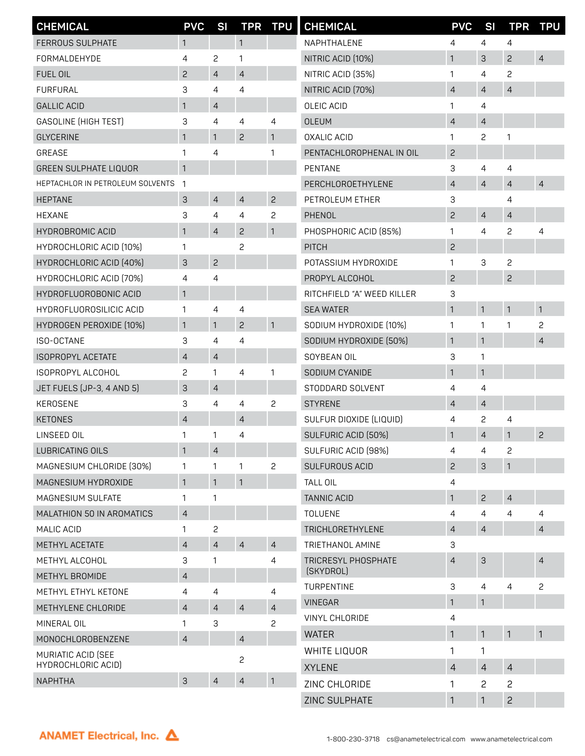| CHEMICAL | PVC | SI | TPR | TPU |
|---|---|---|---|---|
| FERROUS SULPHATE | 1 | | 1 | |
| FORMALDEHYDE | 4 | 2 | 1 | |
| FUEL OIL | 2 | 4 | 4 | |
| FURFURAL | 3 | 4 | 4 | |
| GALLIC ACID | 1 | 4 | | |
| GASOLINE (HIGH TEST) | 3 | 4 | 4 | 4 |
| GLYCERINE | 1 | 1 | 2 | 1 |
| GREASE | 1 | 4 | | 1 |
| GREEN SULPHATE LIQUOR | 1 | | | |
| HEPTACHLOR IN PETROLEUM SOLVENTS | 1 | | | |
| HEPTANE | 3 | 4 | 4 | 2 |
| HEXANE | 3 | 4 | 4 | 2 |
| HYDROBROMIC ACID | 1 | 4 | 2 | 1 |
| HYDROCHLORIC ACID (10%) | 1 | | 2 | |
| HYDROCHLORIC ACID (40%) | 3 | 2 | | |
| HYDROCHLORIC ACID (70%) | 4 | 4 | | |
| HYDROFLUOROBONIC ACID | 1 | | | |
| HYDROFLUOROSILICIC ACID | 1 | 4 | 4 | |
| HYDROGEN PEROXIDE (10%) | 1 | 1 | 2 | 1 |
| ISO-OCTANE | 3 | 4 | 4 | |
| ISOPROPYL ACETATE | 4 | 4 | | |
| ISOPROPYL ALCOHOL | 2 | 1 | 4 | 1 |
| JET FUELS (JP-3, 4 AND 5) | 3 | 4 | | |
| KEROSENE | 3 | 4 | 4 | 2 |
| KETONES | 4 | | 4 | |
| LINSEED OIL | 1 | 1 | 4 | |
| LUBRICATING OILS | 1 | 4 | | |
| MAGNESIUM CHLORIDE (30%) | 1 | 1 | 1 | 2 |
| MAGNESIUM HYDROXIDE | 1 | 1 | 1 | |
| MAGNESIUM SULFATE | 1 | 1 | | |
| MALATHION 50 IN AROMATICS | 4 | | | |
| MALIC ACID | 1 | 2 | | |
| METHYL ACETATE | 4 | 4 | 4 | 4 |
| METHYL ALCOHOL | 3 | 1 | | 4 |
| METHYL BROMIDE | 4 | | | |
| METHYL ETHYL KETONE | 4 | 4 | | 4 |
| METHYLENE CHLORIDE | 4 | 4 | 4 | 4 |
| MINERAL OIL | 1 | 3 | | 2 |
| MONOCHLOROBENZENE | 4 | | 4 | |
| MURIATIC ACID (SEE HYDROCHLORIC ACID) | | | 2 | |
| NAPHTHA | 3 | 4 | 4 | 1 |
| NAPHTHALENE | 4 | 4 | 4 | |
| NITRIC ACID (10%) | 1 | 3 | 2 | 4 |
| NITRIC ACID (35%) | 1 | 4 | 2 | |
| NITRIC ACID (70%) | 4 | 4 | 4 | |
| OLEIC ACID | 1 | 4 | | |
| OLEUM | 4 | 4 | | |
| OXALIC ACID | 1 | 2 | 1 | |
| PENTACHLOROPHENAL IN OIL | 2 | | | |
| PENTANE | 3 | 4 | 4 | |
| PERCHLOROETHYLENE | 4 | 4 | 4 | 4 |
| PETROLEUM ETHER | 3 | | 4 | |
| PHENOL | 2 | 4 | 4 | |
| PHOSPHORIC ACID (85%) | 1 | 4 | 2 | 4 |
| PITCH | 2 | | | |
| POTASSIUM HYDROXIDE | 1 | 3 | 2 | |
| PROPYL ALCOHOL | 2 | | 2 | |
| RITCHFIELD "A" WEED KILLER | 3 | | | |
| SEA WATER | 1 | 1 | 1 | 1 |
| SODIUM HYDROXIDE (10%) | 1 | 1 | 1 | 2 |
| SODIUM HYDROXIDE (50%) | 1 | 1 | | 4 |
| SOYBEAN OIL | 3 | 1 | | |
| SODIUM CYANIDE | 1 | 1 | | |
| STODDARD SOLVENT | 4 | 4 | | |
| STYRENE | 4 | 4 | | |
| SULFUR DIOXIDE (LIQUID) | 4 | 2 | 4 | |
| SULFURIC ACID (50%) | 1 | 4 | 1 | 2 |
| SULFURIC ACID (98%) | 4 | 4 | 2 | |
| SULFUROUS ACID | 2 | 3 | 1 | |
| TALL OIL | 4 | | | |
| TANNIC ACID | 1 | 2 | 4 | |
| TOLUENE | 4 | 4 | 4 | 4 |
| TRICHLORETHYLENE | 4 | 4 | | 4 |
| TRIETHANOL AMINE | 3 | | | |
| TRICRESYL PHOSPHATE (SKYDROL) | 4 | 3 | | 4 |
| TURPENTINE | 3 | 4 | 4 | 2 |
| VINEGAR | 1 | 1 | | |
| VINYL CHLORIDE | 4 | | | |
| WATER | 1 | 1 | 1 | 1 |
| WHITE LIQUOR | 1 | 1 | | |
| XYLENE | 4 | 4 | 4 | |
| ZINC CHLORIDE | 1 | 2 | 2 | |
| ZINC SULPHATE | 1 | 1 | 2 | |

ANAMET Electrical, Inc.

1-800-230-3718 cs@anametelectrical.com www.anametelectrical.com